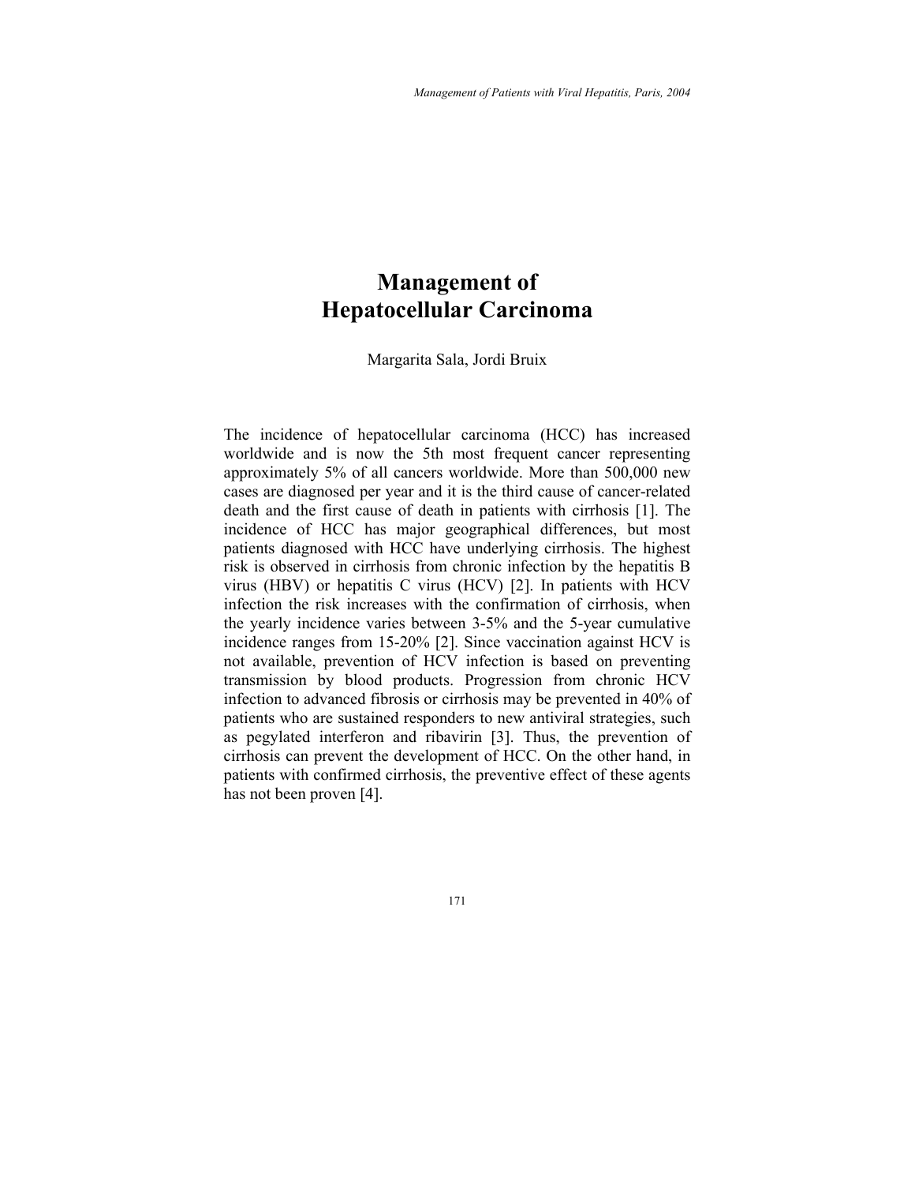# Management of Hepatocellular Carcinoma

Margarita Sala, Jordi Bruix

The incidence of hepatocellular carcinoma (HCC) has increased worldwide and is now the 5th most frequent cancer representing approximately 5% of all cancers worldwide. More than 500,000 new cases are diagnosed per year and it is the third cause of cancer-related death and the first cause of death in patients with cirrhosis [1]. The incidence of HCC has major geographical differences, but most patients diagnosed with HCC have underlying cirrhosis. The highest risk is observed in cirrhosis from chronic infection by the hepatitis B virus (HBV) or hepatitis C virus (HCV) [2]. In patients with HCV infection the risk increases with the confirmation of cirrhosis, when the yearly incidence varies between 3-5% and the 5-year cumulative incidence ranges from 15-20% [2]. Since vaccination against HCV is not available, prevention of HCV infection is based on preventing transmission by blood products. Progression from chronic HCV infection to advanced fibrosis or cirrhosis may be prevented in 40% of patients who are sustained responders to new antiviral strategies, such as pegylated interferon and ribavirin [3]. Thus, the prevention of cirrhosis can prevent the development of HCC. On the other hand, in patients with confirmed cirrhosis, the preventive effect of these agents has not been proven [4].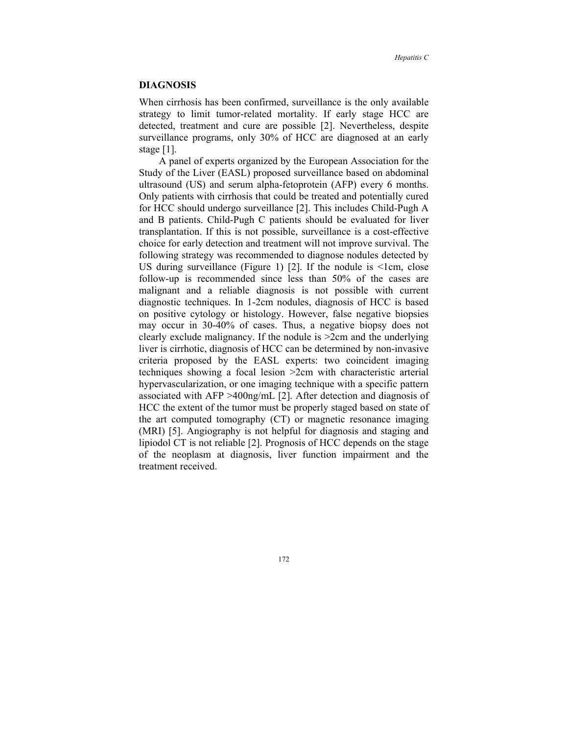## DIAGNOSIS

When cirrhosis has been confirmed, surveillance is the only available strategy to limit tumor-related mortality. If early stage HCC are detected, treatment and cure are possible [2]. Nevertheless, despite surveillance programs, only 30% of HCC are diagnosed at an early stage [1].

A panel of experts organized by the European Association for the Study of the Liver (EASL) proposed surveillance based on abdominal ultrasound (US) and serum alpha-fetoprotein (AFP) every 6 months. Only patients with cirrhosis that could be treated and potentially cured for HCC should undergo surveillance [2]. This includes Child-Pugh A and B patients. Child-Pugh C patients should be evaluated for liver transplantation. If this is not possible, surveillance is a cost-effective choice for early detection and treatment will not improve survival. The following strategy was recommended to diagnose nodules detected by US during surveillance (Figure 1) [2]. If the nodule is <1cm, close follow-up is recommended since less than 50% of the cases are malignant and a reliable diagnosis is not possible with current diagnostic techniques. In 1-2cm nodules, diagnosis of HCC is based on positive cytology or histology. However, false negative biopsies may occur in 30-40% of cases. Thus, a negative biopsy does not clearly exclude malignancy. If the nodule is >2cm and the underlying liver is cirrhotic, diagnosis of HCC can be determined by non-invasive criteria proposed by the EASL experts: two coincident imaging techniques showing a focal lesion >2cm with characteristic arterial hypervascularization, or one imaging technique with a specific pattern associated with AFP >400ng/mL [2]. After detection and diagnosis of HCC the extent of the tumor must be properly staged based on state of the art computed tomography (CT) or magnetic resonance imaging (MRI) [5]. Angiography is not helpful for diagnosis and staging and lipiodol CT is not reliable [2]. Prognosis of HCC depends on the stage of the neoplasm at diagnosis, liver function impairment and the treatment received.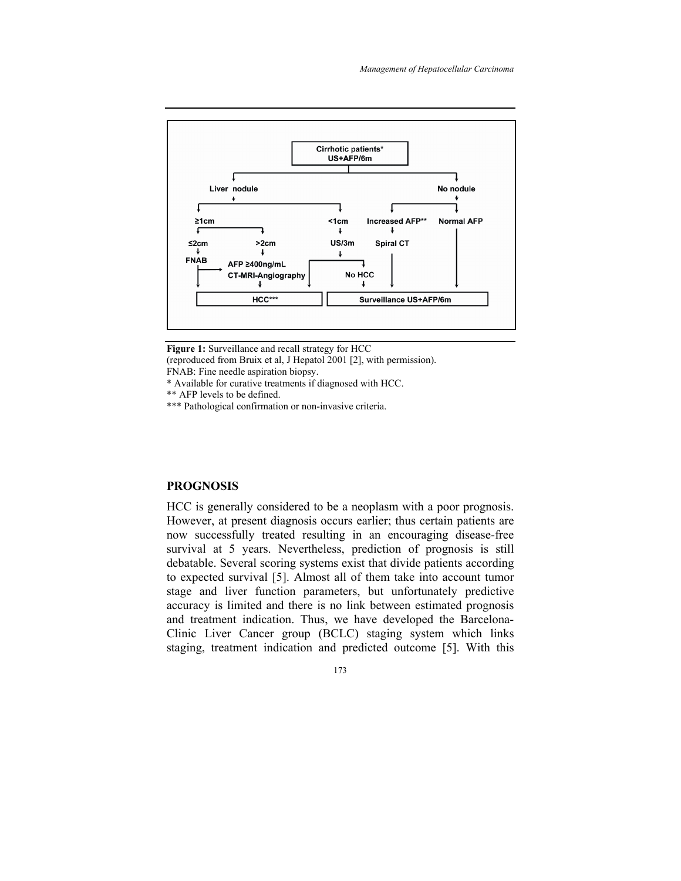Cirrhotic patients*
US+AFP/6m

Liver nodule | No nodule

≥1cm | <1cm | Increased AFP** | Normal AFP

≤2cm | >2cm | US/3m | Spiral CT

FNAB | AFP ≥400ng/mL CT-MRI-Angiography | No HCC

HCC*** | Surveillance US+AFP/6m

**Figure 1:** Surveillance and recall strategy for HCC
(reproduced from Bruix et al, J Hepatol 2001 [2], with permission).
FNAB: Fine needle aspiration biopsy.
* Available for curative treatments if diagnosed with HCC.
** AFP levels to be defined.
*** Pathological confirmation or non-invasive criteria.

## PROGNOSIS

HCC is generally considered to be a neoplasm with a poor prognosis. However, at present diagnosis occurs earlier; thus certain patients are now successfully treated resulting in an encouraging disease-free survival at 5 years. Nevertheless, prediction of prognosis is still debatable. Several scoring systems exist that divide patients according to expected survival [5]. Almost all of them take into account tumor stage and liver function parameters, but unfortunately predictive accuracy is limited and there is no link between estimated prognosis and treatment indication. Thus, we have developed the Barcelona-Clinic Liver Cancer group (BCLC) staging system which links staging, treatment indication and predicted outcome [5]. With this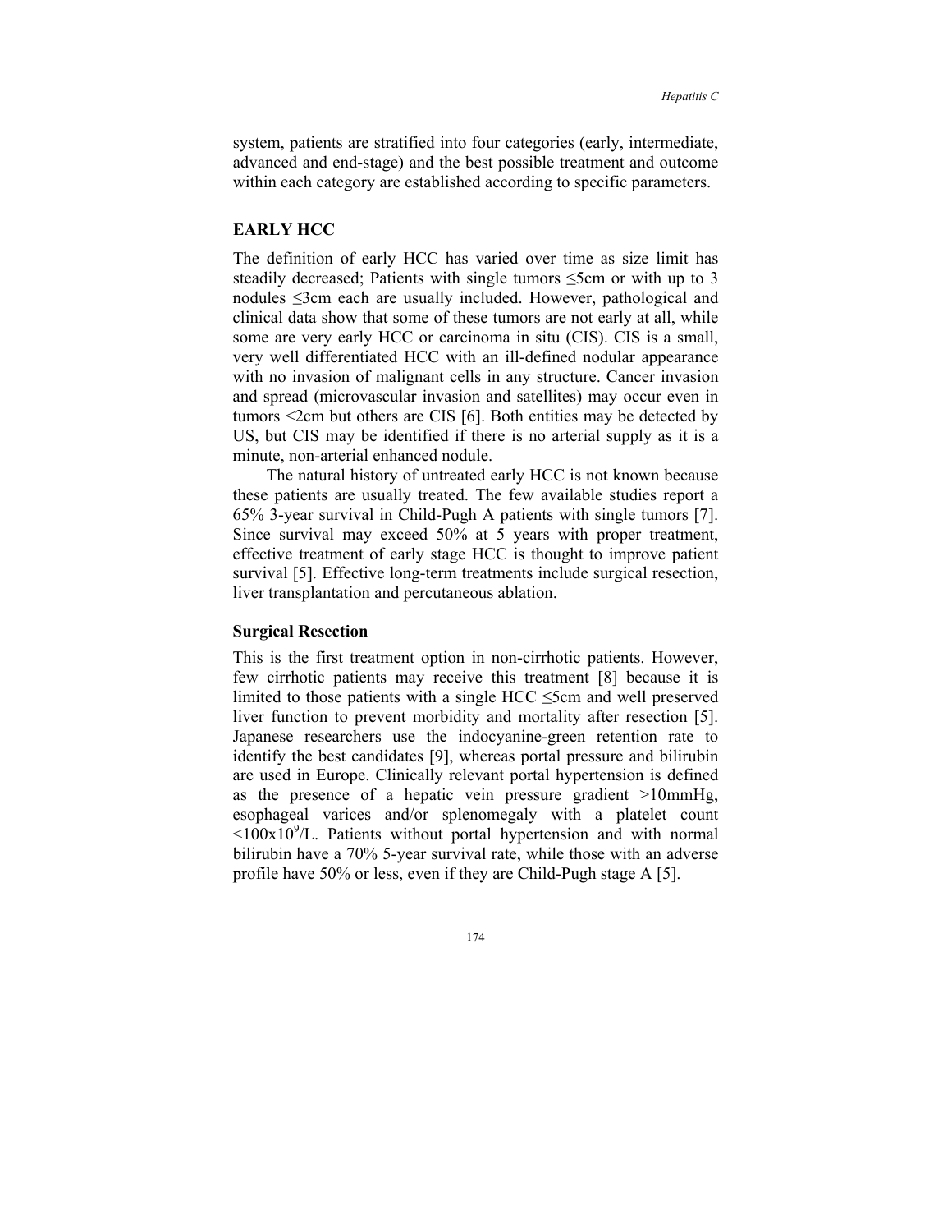system, patients are stratified into four categories (early, intermediate, advanced and end-stage) and the best possible treatment and outcome within each category are established according to specific parameters.

## EARLY HCC

The definition of early HCC has varied over time as size limit has steadily decreased; Patients with single tumors ≤5cm or with up to 3 nodules ≤3cm each are usually included. However, pathological and clinical data show that some of these tumors are not early at all, while some are very early HCC or carcinoma in situ (CIS). CIS is a small, very well differentiated HCC with an ill-defined nodular appearance with no invasion of malignant cells in any structure. Cancer invasion and spread (microvascular invasion and satellites) may occur even in tumors <2cm but others are CIS [6]. Both entities may be detected by US, but CIS may be identified if there is no arterial supply as it is a minute, non-arterial enhanced nodule.

The natural history of untreated early HCC is not known because these patients are usually treated. The few available studies report a 65% 3-year survival in Child-Pugh A patients with single tumors [7]. Since survival may exceed 50% at 5 years with proper treatment, effective treatment of early stage HCC is thought to improve patient survival [5]. Effective long-term treatments include surgical resection, liver transplantation and percutaneous ablation.

### Surgical Resection

This is the first treatment option in non-cirrhotic patients. However, few cirrhotic patients may receive this treatment [8] because it is limited to those patients with a single HCC ≤5cm and well preserved liver function to prevent morbidity and mortality after resection [5]. Japanese researchers use the indocyanine-green retention rate to identify the best candidates [9], whereas portal pressure and bilirubin are used in Europe. Clinically relevant portal hypertension is defined as the presence of a hepatic vein pressure gradient >10mmHg, esophageal varices and/or splenomegaly with a platelet count $<100 \times 10^9$/L. Patients without portal hypertension and with normal bilirubin have a 70% 5-year survival rate, while those with an adverse profile have 50% or less, even if they are Child-Pugh stage A [5].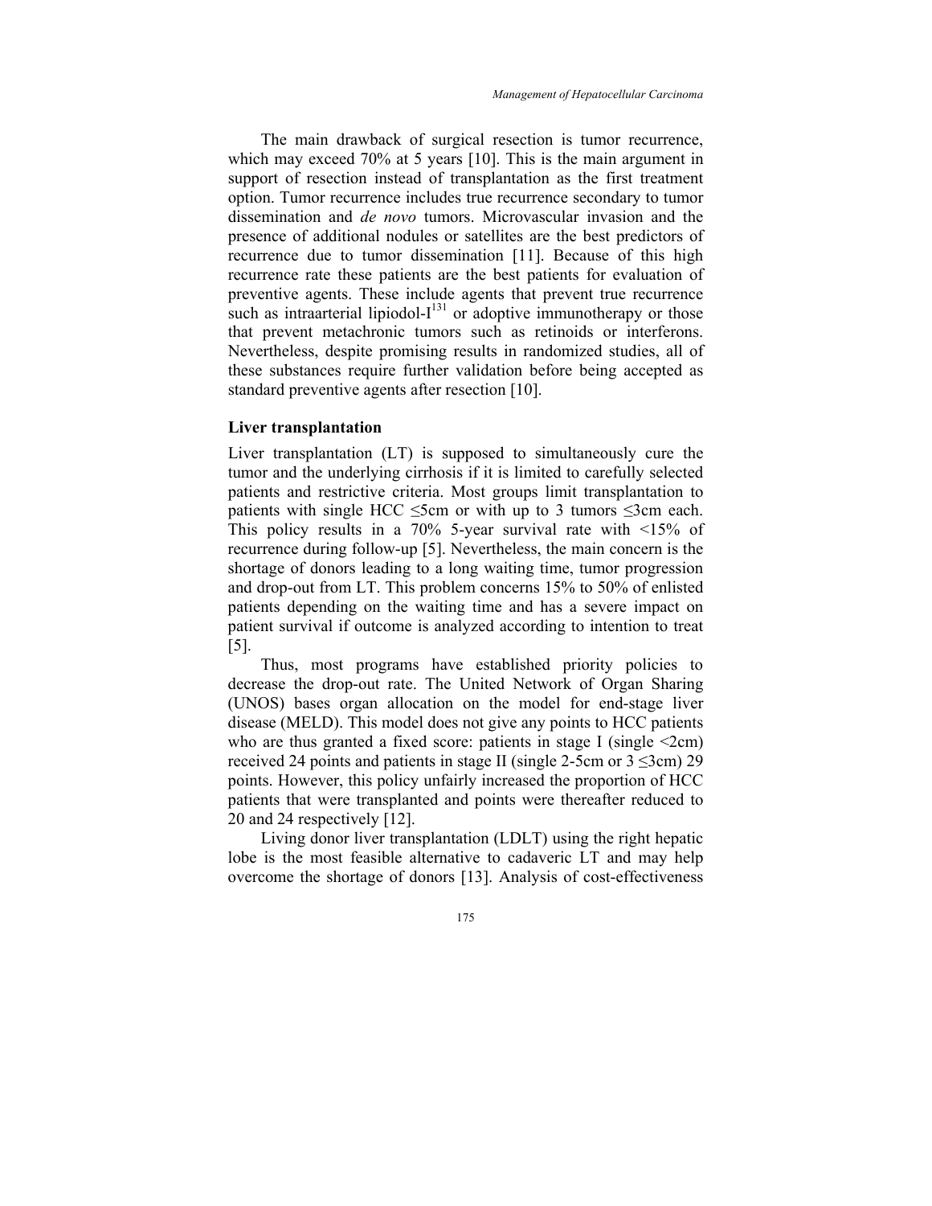The main drawback of surgical resection is tumor recurrence, which may exceed 70% at 5 years [10]. This is the main argument in support of resection instead of transplantation as the first treatment option. Tumor recurrence includes true recurrence secondary to tumor dissemination and *de novo* tumors. Microvascular invasion and the presence of additional nodules or satellites are the best predictors of recurrence due to tumor dissemination [11]. Because of this high recurrence rate these patients are the best patients for evaluation of preventive agents. These include agents that prevent true recurrence such as intraarterial lipiodol-$I^{131}$ or adoptive immunotherapy or those that prevent metachronic tumors such as retinoids or interferons. Nevertheless, despite promising results in randomized studies, all of these substances require further validation before being accepted as standard preventive agents after resection [10].

### Liver transplantation

Liver transplantation (LT) is supposed to simultaneously cure the tumor and the underlying cirrhosis if it is limited to carefully selected patients and restrictive criteria. Most groups limit transplantation to patients with single HCC ≤5cm or with up to 3 tumors ≤3cm each. This policy results in a 70% 5-year survival rate with <15% of recurrence during follow-up [5]. Nevertheless, the main concern is the shortage of donors leading to a long waiting time, tumor progression and drop-out from LT. This problem concerns 15% to 50% of enlisted patients depending on the waiting time and has a severe impact on patient survival if outcome is analyzed according to intention to treat [5].

Thus, most programs have established priority policies to decrease the drop-out rate. The United Network of Organ Sharing (UNOS) bases organ allocation on the model for end-stage liver disease (MELD). This model does not give any points to HCC patients who are thus granted a fixed score: patients in stage I (single <2cm) received 24 points and patients in stage II (single 2-5cm or 3 ≤3cm) 29 points. However, this policy unfairly increased the proportion of HCC patients that were transplanted and points were thereafter reduced to 20 and 24 respectively [12].

Living donor liver transplantation (LDLT) using the right hepatic lobe is the most feasible alternative to cadaveric LT and may help overcome the shortage of donors [13]. Analysis of cost-effectiveness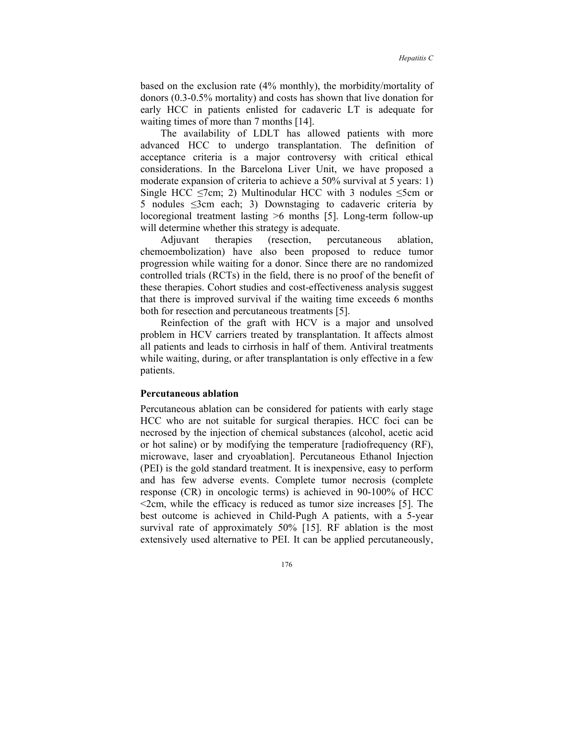based on the exclusion rate (4% monthly), the morbidity/mortality of donors (0.3-0.5% mortality) and costs has shown that live donation for early HCC in patients enlisted for cadaveric LT is adequate for waiting times of more than 7 months [14].

The availability of LDLT has allowed patients with more advanced HCC to undergo transplantation. The definition of acceptance criteria is a major controversy with critical ethical considerations. In the Barcelona Liver Unit, we have proposed a moderate expansion of criteria to achieve a 50% survival at 5 years: 1) Single HCC ≤7cm; 2) Multinodular HCC with 3 nodules ≤5cm or 5 nodules ≤3cm each; 3) Downstaging to cadaveric criteria by locoregional treatment lasting >6 months [5]. Long-term follow-up will determine whether this strategy is adequate.

Adjuvant therapies (resection, percutaneous ablation, chemoembolization) have also been proposed to reduce tumor progression while waiting for a donor. Since there are no randomized controlled trials (RCTs) in the field, there is no proof of the benefit of these therapies. Cohort studies and cost-effectiveness analysis suggest that there is improved survival if the waiting time exceeds 6 months both for resection and percutaneous treatments [5].

Reinfection of the graft with HCV is a major and unsolved problem in HCV carriers treated by transplantation. It affects almost all patients and leads to cirrhosis in half of them. Antiviral treatments while waiting, during, or after transplantation is only effective in a few patients.

**Percutaneous ablation**

Percutaneous ablation can be considered for patients with early stage HCC who are not suitable for surgical therapies. HCC foci can be necrosed by the injection of chemical substances (alcohol, acetic acid or hot saline) or by modifying the temperature [radiofrequency (RF), microwave, laser and cryoablation]. Percutaneous Ethanol Injection (PEI) is the gold standard treatment. It is inexpensive, easy to perform and has few adverse events. Complete tumor necrosis (complete response (CR) in oncologic terms) is achieved in 90-100% of HCC <2cm, while the efficacy is reduced as tumor size increases [5]. The best outcome is achieved in Child-Pugh A patients, with a 5-year survival rate of approximately 50% [15]. RF ablation is the most extensively used alternative to PEI. It can be applied percutaneously,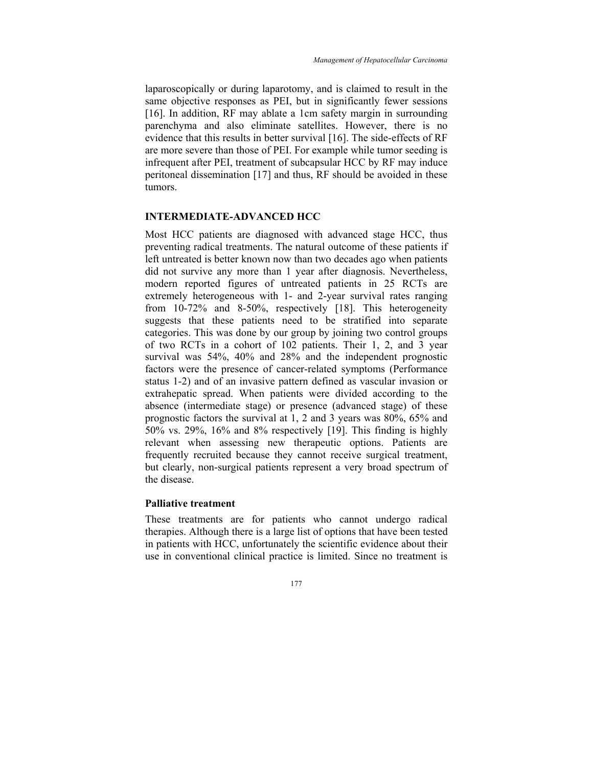laparoscopically or during laparotomy, and is claimed to result in the same objective responses as PEI, but in significantly fewer sessions [16]. In addition, RF may ablate a 1cm safety margin in surrounding parenchyma and also eliminate satellites. However, there is no evidence that this results in better survival [16]. The side-effects of RF are more severe than those of PEI. For example while tumor seeding is infrequent after PEI, treatment of subcapsular HCC by RF may induce peritoneal dissemination [17] and thus, RF should be avoided in these tumors.

## INTERMEDIATE-ADVANCED HCC

Most HCC patients are diagnosed with advanced stage HCC, thus preventing radical treatments. The natural outcome of these patients if left untreated is better known now than two decades ago when patients did not survive any more than 1 year after diagnosis. Nevertheless, modern reported figures of untreated patients in 25 RCTs are extremely heterogeneous with 1- and 2-year survival rates ranging from 10-72% and 8-50%, respectively [18]. This heterogeneity suggests that these patients need to be stratified into separate categories. This was done by our group by joining two control groups of two RCTs in a cohort of 102 patients. Their 1, 2, and 3 year survival was 54%, 40% and 28% and the independent prognostic factors were the presence of cancer-related symptoms (Performance status 1-2) and of an invasive pattern defined as vascular invasion or extrahepatic spread. When patients were divided according to the absence (intermediate stage) or presence (advanced stage) of these prognostic factors the survival at 1, 2 and 3 years was 80%, 65% and 50% vs. 29%, 16% and 8% respectively [19]. This finding is highly relevant when assessing new therapeutic options. Patients are frequently recruited because they cannot receive surgical treatment, but clearly, non-surgical patients represent a very broad spectrum of the disease.

### Palliative treatment

These treatments are for patients who cannot undergo radical therapies. Although there is a large list of options that have been tested in patients with HCC, unfortunately the scientific evidence about their use in conventional clinical practice is limited. Since no treatment is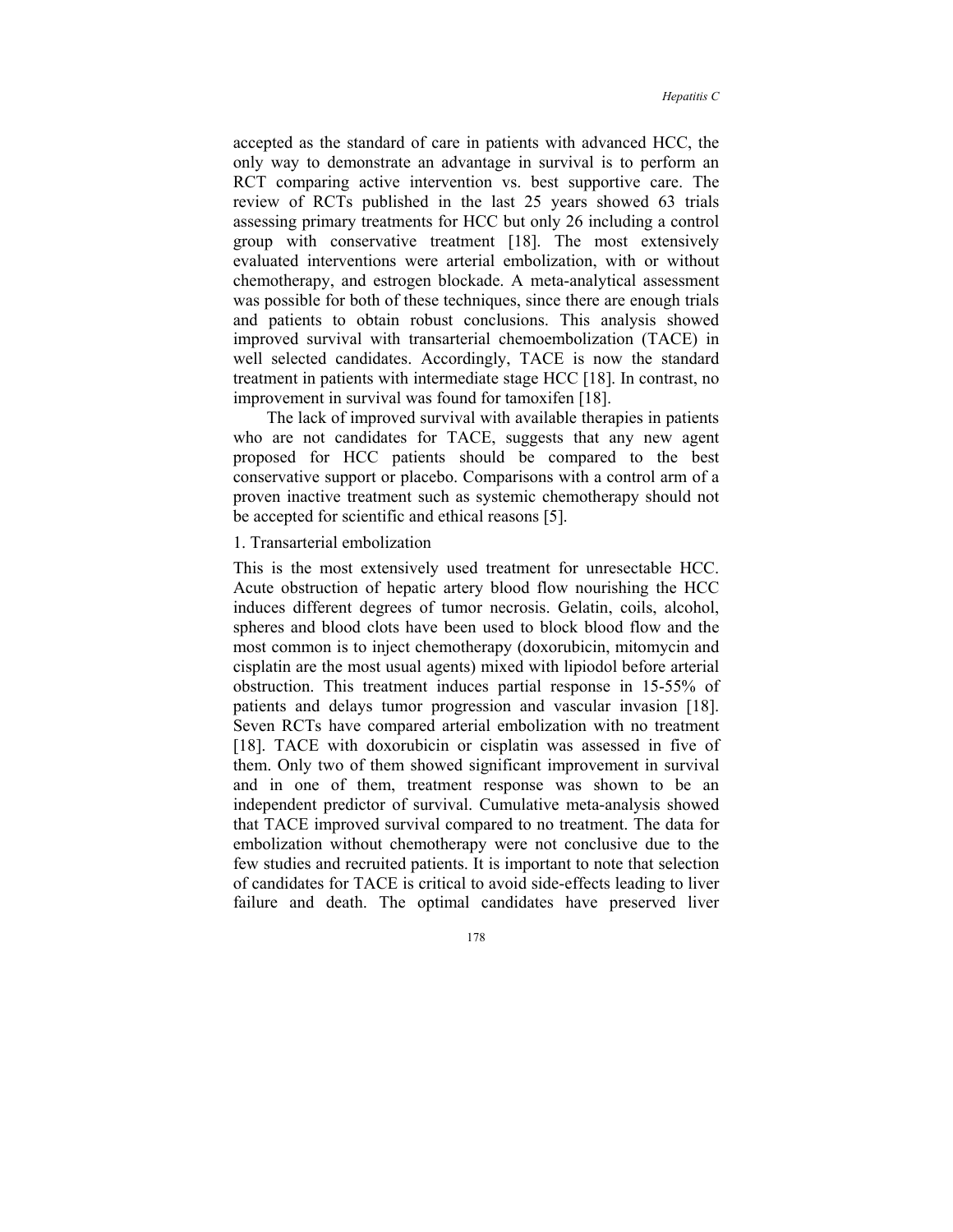accepted as the standard of care in patients with advanced HCC, the only way to demonstrate an advantage in survival is to perform an RCT comparing active intervention vs. best supportive care. The review of RCTs published in the last 25 years showed 63 trials assessing primary treatments for HCC but only 26 including a control group with conservative treatment [18]. The most extensively evaluated interventions were arterial embolization, with or without chemotherapy, and estrogen blockade. A meta-analytical assessment was possible for both of these techniques, since there are enough trials and patients to obtain robust conclusions. This analysis showed improved survival with transarterial chemoembolization (TACE) in well selected candidates. Accordingly, TACE is now the standard treatment in patients with intermediate stage HCC [18]. In contrast, no improvement in survival was found for tamoxifen [18].

The lack of improved survival with available therapies in patients who are not candidates for TACE, suggests that any new agent proposed for HCC patients should be compared to the best conservative support or placebo. Comparisons with a control arm of a proven inactive treatment such as systemic chemotherapy should not be accepted for scientific and ethical reasons [5].

1. Transarterial embolization

This is the most extensively used treatment for unresectable HCC. Acute obstruction of hepatic artery blood flow nourishing the HCC induces different degrees of tumor necrosis. Gelatin, coils, alcohol, spheres and blood clots have been used to block blood flow and the most common is to inject chemotherapy (doxorubicin, mitomycin and cisplatin are the most usual agents) mixed with lipiodol before arterial obstruction. This treatment induces partial response in 15-55% of patients and delays tumor progression and vascular invasion [18]. Seven RCTs have compared arterial embolization with no treatment [18]. TACE with doxorubicin or cisplatin was assessed in five of them. Only two of them showed significant improvement in survival and in one of them, treatment response was shown to be an independent predictor of survival. Cumulative meta-analysis showed that TACE improved survival compared to no treatment. The data for embolization without chemotherapy were not conclusive due to the few studies and recruited patients. It is important to note that selection of candidates for TACE is critical to avoid side-effects leading to liver failure and death. The optimal candidates have preserved liver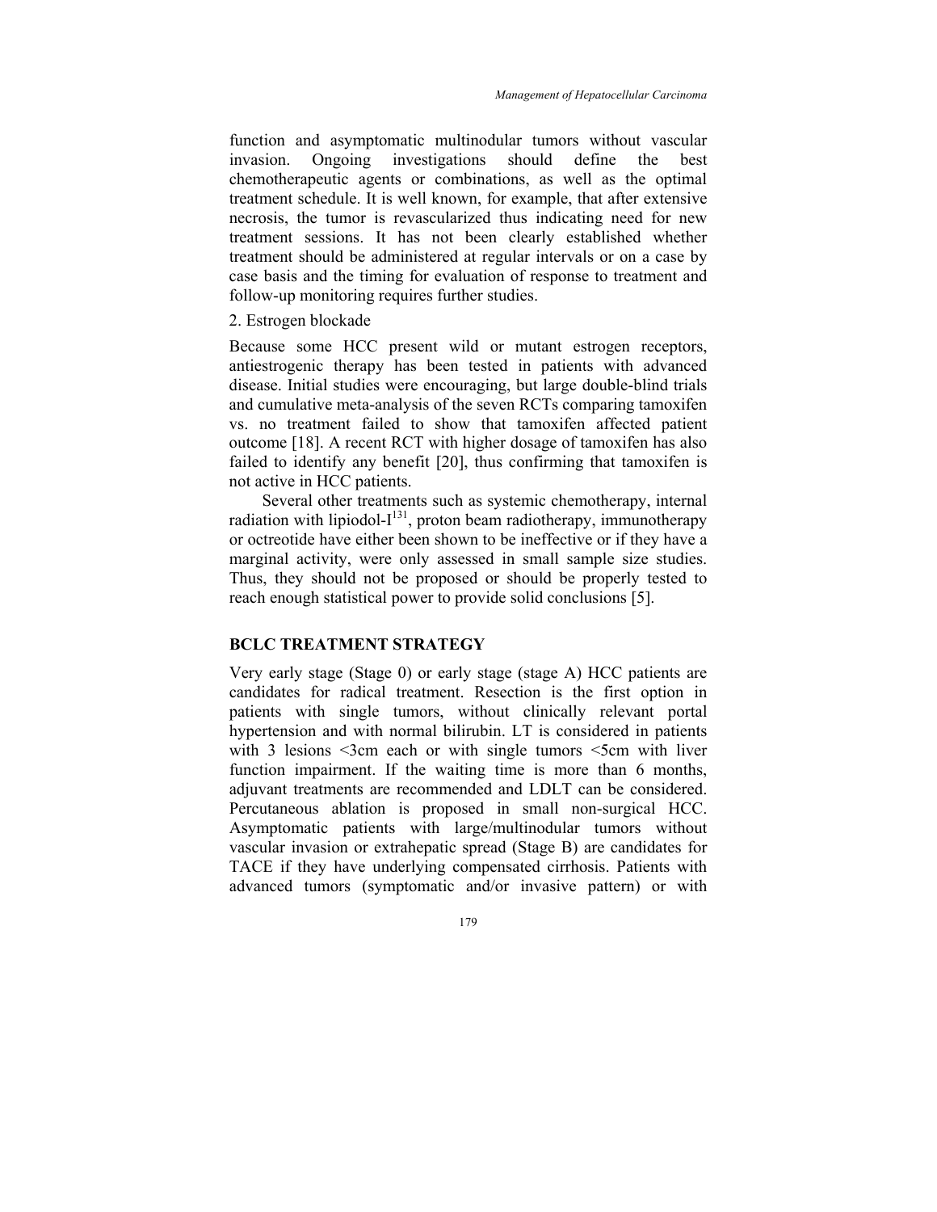function and asymptomatic multinodular tumors without vascular invasion. Ongoing investigations should define the best chemotherapeutic agents or combinations, as well as the optimal treatment schedule. It is well known, for example, that after extensive necrosis, the tumor is revascularized thus indicating need for new treatment sessions. It has not been clearly established whether treatment should be administered at regular intervals or on a case by case basis and the timing for evaluation of response to treatment and follow-up monitoring requires further studies.

2. Estrogen blockade

Because some HCC present wild or mutant estrogen receptors, antiestrogenic therapy has been tested in patients with advanced disease. Initial studies were encouraging, but large double-blind trials and cumulative meta-analysis of the seven RCTs comparing tamoxifen vs. no treatment failed to show that tamoxifen affected patient outcome [18]. A recent RCT with higher dosage of tamoxifen has also failed to identify any benefit [20], thus confirming that tamoxifen is not active in HCC patients.

Several other treatments such as systemic chemotherapy, internal radiation with lipiodol-$I^{131}$, proton beam radiotherapy, immunotherapy or octreotide have either been shown to be ineffective or if they have a marginal activity, were only assessed in small sample size studies. Thus, they should not be proposed or should be properly tested to reach enough statistical power to provide solid conclusions [5].

## BCLC TREATMENT STRATEGY

Very early stage (Stage 0) or early stage (stage A) HCC patients are candidates for radical treatment. Resection is the first option in patients with single tumors, without clinically relevant portal hypertension and with normal bilirubin. LT is considered in patients with 3 lesions <3cm each or with single tumors <5cm with liver function impairment. If the waiting time is more than 6 months, adjuvant treatments are recommended and LDLT can be considered. Percutaneous ablation is proposed in small non-surgical HCC. Asymptomatic patients with large/multinodular tumors without vascular invasion or extrahepatic spread (Stage B) are candidates for TACE if they have underlying compensated cirrhosis. Patients with advanced tumors (symptomatic and/or invasive pattern) or with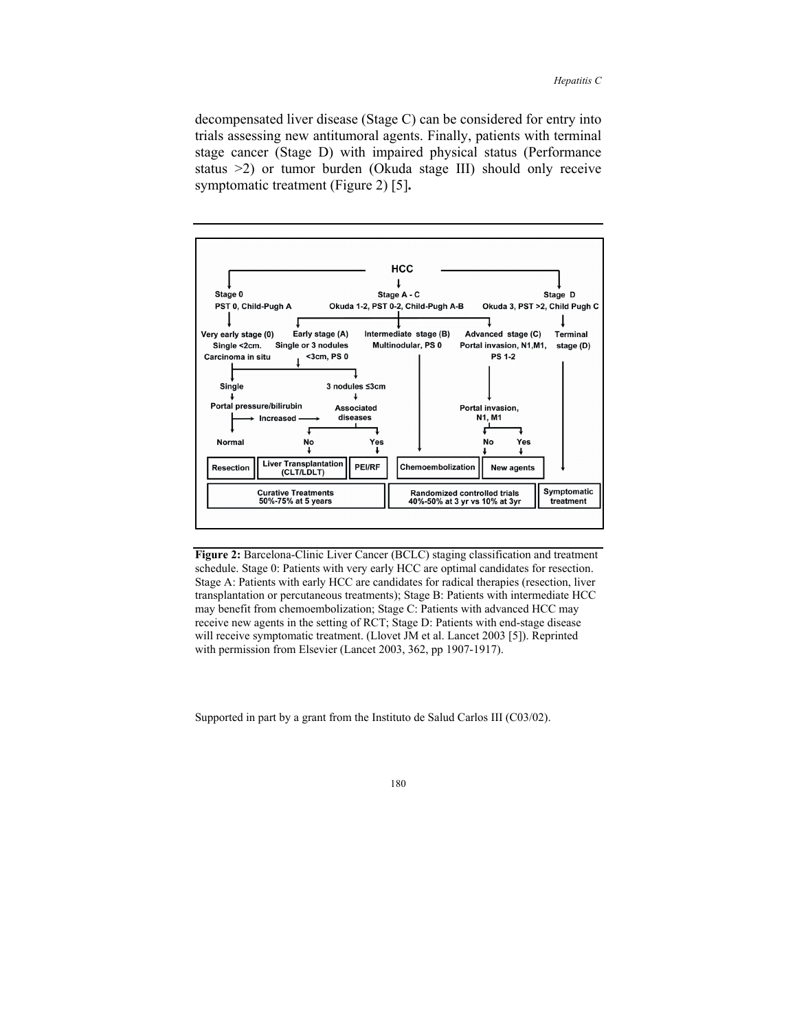decompensated liver disease (Stage C) can be considered for entry into trials assessing new antitumoral agents. Finally, patients with terminal stage cancer (Stage D) with impaired physical status (Performance status >2) or tumor burden (Okuda stage III) should only receive symptomatic treatment (Figure 2) [5]**.**

---

**HCC**

- **Stage 0** — PST 0, Child-Pugh A
  - **Very early stage (0)** — Single <2cm. Carcinoma in situ
- **Stage A - C** — Okuda 1-2, PST 0-2, Child-Pugh A-B
  - **Early stage (A)** — Single or 3 nodules <3cm, PS 0
  - **Intermediate stage (B)** — Multinodular, PS 0
  - **Advanced stage (C)** — Portal invasion, N1,M1, PS 1-2
- **Stage D** — Okuda 3, PST >2, Child Pugh C
  - **Terminal stage (D)**

Very early stage (0) / Early stage (A):

- **Single** → Portal pressure/bilirubin
  - Normal → **Resection**
  - Increased → Associated diseases
- **3 nodules ≤3cm** → Associated diseases
  - No → **Liver Transplantation (CLT/LDLT)**
  - Yes → **PEI/RF**

Intermediate stage (B) → **Chemoembolization**

Advanced stage (C) → Portal invasion, N1, M1

- No → **Chemoembolization**
- Yes → **New agents**

Terminal stage (D) → **Symptomatic treatment**

| Curative Treatments 50%-75% at 5 years | Randomized controlled trials 40%-50% at 3 yr vs 10% at 3yr | Symptomatic treatment |
|---|---|---|

**Figure 2:** Barcelona-Clinic Liver Cancer (BCLC) staging classification and treatment schedule. Stage 0: Patients with very early HCC are optimal candidates for resection. Stage A: Patients with early HCC are candidates for radical therapies (resection, liver transplantation or percutaneous treatments); Stage B: Patients with intermediate HCC may benefit from chemoembolization; Stage C: Patients with advanced HCC may receive new agents in the setting of RCT; Stage D: Patients with end-stage disease will receive symptomatic treatment. (Llovet JM et al. Lancet 2003 [5]). Reprinted with permission from Elsevier (Lancet 2003, 362, pp 1907-1917).

Supported in part by a grant from the Instituto de Salud Carlos III (C03/02).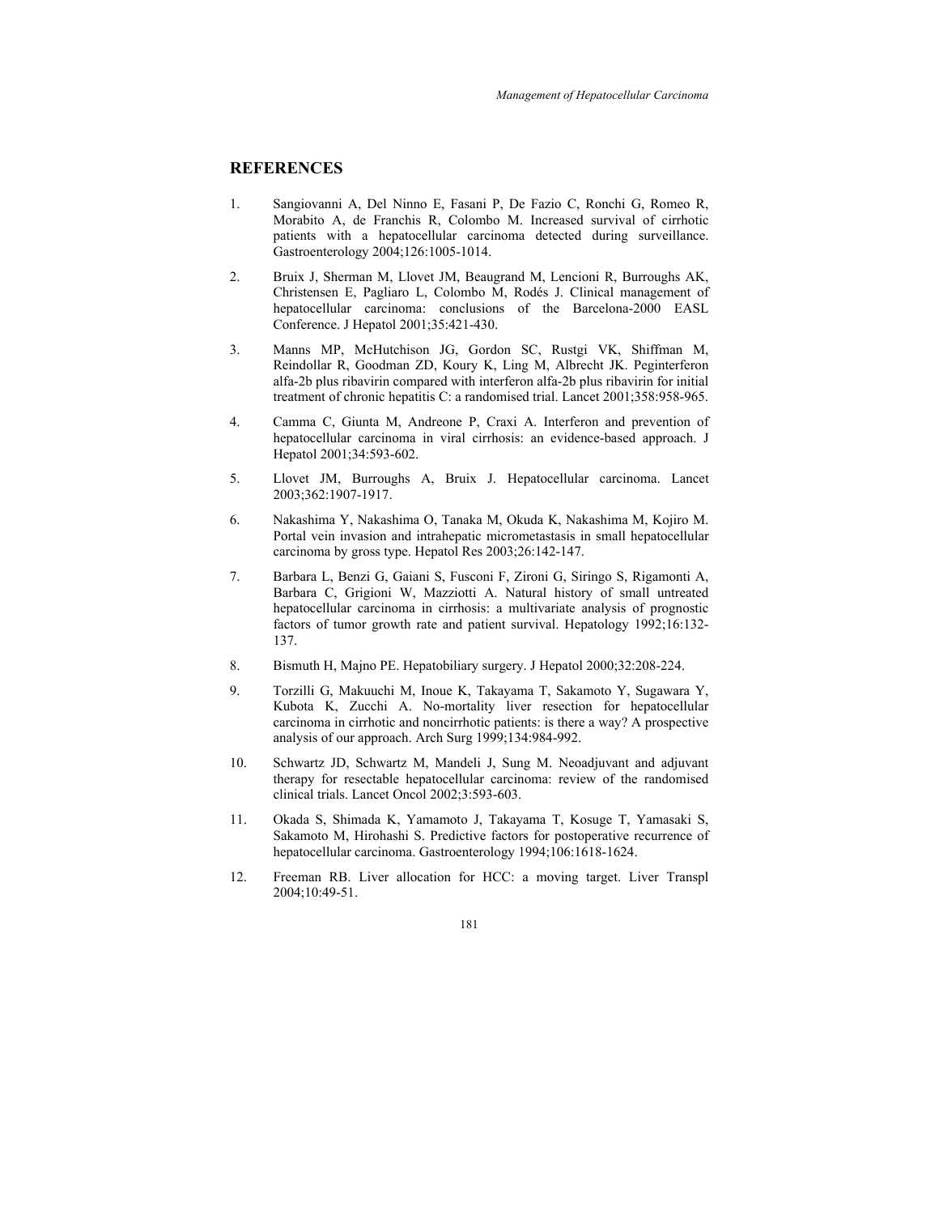## REFERENCES

1. Sangiovanni A, Del Ninno E, Fasani P, De Fazio C, Ronchi G, Romeo R, Morabito A, de Franchis R, Colombo M. Increased survival of cirrhotic patients with a hepatocellular carcinoma detected during surveillance. Gastroenterology 2004;126:1005-1014.

2. Bruix J, Sherman M, Llovet JM, Beaugrand M, Lencioni R, Burroughs AK, Christensen E, Pagliaro L, Colombo M, Rodés J. Clinical management of hepatocellular carcinoma: conclusions of the Barcelona-2000 EASL Conference. J Hepatol 2001;35:421-430.

3. Manns MP, McHutchison JG, Gordon SC, Rustgi VK, Shiffman M, Reindollar R, Goodman ZD, Koury K, Ling M, Albrecht JK. Peginterferon alfa-2b plus ribavirin compared with interferon alfa-2b plus ribavirin for initial treatment of chronic hepatitis C: a randomised trial. Lancet 2001;358:958-965.

4. Camma C, Giunta M, Andreone P, Craxi A. Interferon and prevention of hepatocellular carcinoma in viral cirrhosis: an evidence-based approach. J Hepatol 2001;34:593-602.

5. Llovet JM, Burroughs A, Bruix J. Hepatocellular carcinoma. Lancet 2003;362:1907-1917.

6. Nakashima Y, Nakashima O, Tanaka M, Okuda K, Nakashima M, Kojiro M. Portal vein invasion and intrahepatic micrometastasis in small hepatocellular carcinoma by gross type. Hepatol Res 2003;26:142-147.

7. Barbara L, Benzi G, Gaiani S, Fusconi F, Zironi G, Siringo S, Rigamonti A, Barbara C, Grigioni W, Mazziotti A. Natural history of small untreated hepatocellular carcinoma in cirrhosis: a multivariate analysis of prognostic factors of tumor growth rate and patient survival. Hepatology 1992;16:132-137.

8. Bismuth H, Majno PE. Hepatobiliary surgery. J Hepatol 2000;32:208-224.

9. Torzilli G, Makuuchi M, Inoue K, Takayama T, Sakamoto Y, Sugawara Y, Kubota K, Zucchi A. No-mortality liver resection for hepatocellular carcinoma in cirrhotic and noncirrhotic patients: is there a way? A prospective analysis of our approach. Arch Surg 1999;134:984-992.

10. Schwartz JD, Schwartz M, Mandeli J, Sung M. Neoadjuvant and adjuvant therapy for resectable hepatocellular carcinoma: review of the randomised clinical trials. Lancet Oncol 2002;3:593-603.

11. Okada S, Shimada K, Yamamoto J, Takayama T, Kosuge T, Yamasaki S, Sakamoto M, Hirohashi S. Predictive factors for postoperative recurrence of hepatocellular carcinoma. Gastroenterology 1994;106:1618-1624.

12. Freeman RB. Liver allocation for HCC: a moving target. Liver Transpl 2004;10:49-51.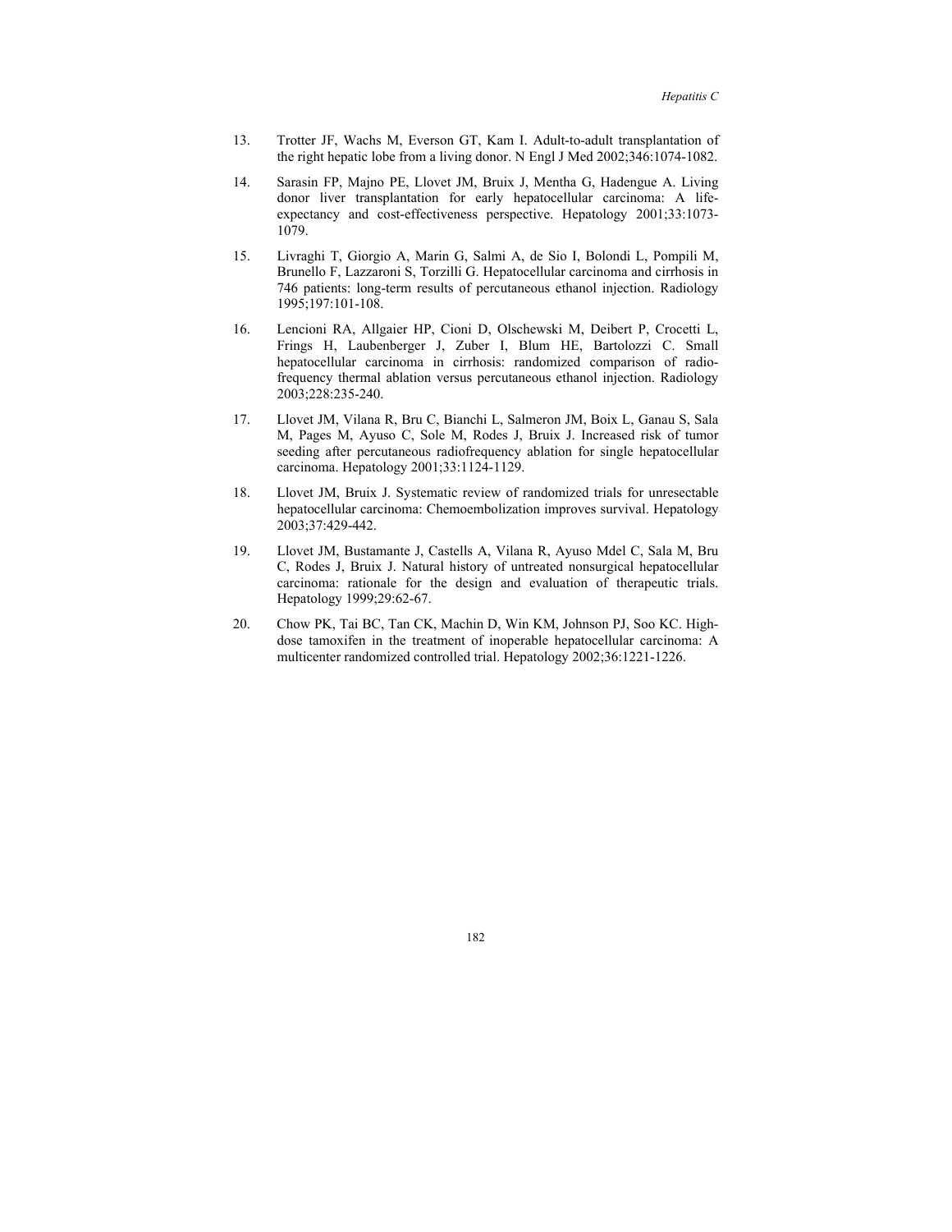13. Trotter JF, Wachs M, Everson GT, Kam I. Adult-to-adult transplantation of the right hepatic lobe from a living donor. N Engl J Med 2002;346:1074-1082.

14. Sarasin FP, Majno PE, Llovet JM, Bruix J, Mentha G, Hadengue A. Living donor liver transplantation for early hepatocellular carcinoma: A life-expectancy and cost-effectiveness perspective. Hepatology 2001;33:1073-1079.

15. Livraghi T, Giorgio A, Marin G, Salmi A, de Sio I, Bolondi L, Pompili M, Brunello F, Lazzaroni S, Torzilli G. Hepatocellular carcinoma and cirrhosis in 746 patients: long-term results of percutaneous ethanol injection. Radiology 1995;197:101-108.

16. Lencioni RA, Allgaier HP, Cioni D, Olschewski M, Deibert P, Crocetti L, Frings H, Laubenberger J, Zuber I, Blum HE, Bartolozzi C. Small hepatocellular carcinoma in cirrhosis: randomized comparison of radio-frequency thermal ablation versus percutaneous ethanol injection. Radiology 2003;228:235-240.

17. Llovet JM, Vilana R, Bru C, Bianchi L, Salmeron JM, Boix L, Ganau S, Sala M, Pages M, Ayuso C, Sole M, Rodes J, Bruix J. Increased risk of tumor seeding after percutaneous radiofrequency ablation for single hepatocellular carcinoma. Hepatology 2001;33:1124-1129.

18. Llovet JM, Bruix J. Systematic review of randomized trials for unresectable hepatocellular carcinoma: Chemoembolization improves survival. Hepatology 2003;37:429-442.

19. Llovet JM, Bustamante J, Castells A, Vilana R, Ayuso Mdel C, Sala M, Bru C, Rodes J, Bruix J. Natural history of untreated nonsurgical hepatocellular carcinoma: rationale for the design and evaluation of therapeutic trials. Hepatology 1999;29:62-67.

20. Chow PK, Tai BC, Tan CK, Machin D, Win KM, Johnson PJ, Soo KC. High-dose tamoxifen in the treatment of inoperable hepatocellular carcinoma: A multicenter randomized controlled trial. Hepatology 2002;36:1221-1226.